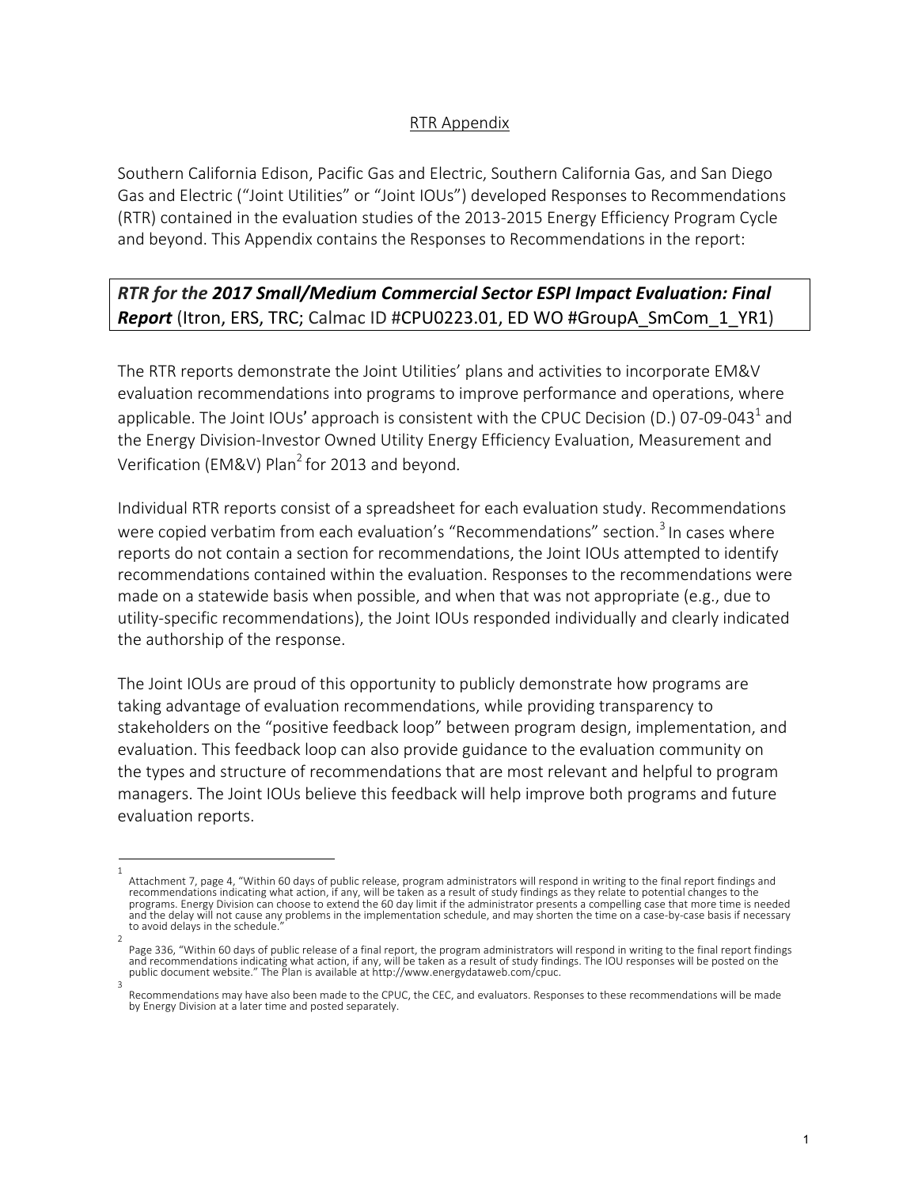## RTR Appendix

Southern California Edison, Pacific Gas and Electric, Southern California Gas, and San Diego Gas and Electric ("Joint Utilities" or "Joint IOUs") developed Responses to Recommendations (RTR) contained in the evaluation studies of the 2013-2015 Energy Efficiency Program Cycle and beyond. This Appendix contains the Responses to Recommendations in the report:

***RTR for the 2017 Small/Medium Commercial Sector ESPI Impact Evaluation: Final Report*** **(Itron, ERS, TRC;** Calmac ID #CPU0223.01, ED WO #GroupA_SmCom_1_YR1)

The RTR reports demonstrate the Joint Utilities' plans and activities to incorporate EM&V evaluation recommendations into programs to improve performance and operations, where applicable. The Joint IOUs' approach is consistent with the CPUC Decision (D.) 07-09-043[1] and the Energy Division-Investor Owned Utility Energy Efficiency Evaluation, Measurement and Verification (EM&V) Plan[2] for 2013 and beyond.

Individual RTR reports consist of a spreadsheet for each evaluation study. Recommendations were copied verbatim from each evaluation's "Recommendations" section.[3] In cases where reports do not contain a section for recommendations, the Joint IOUs attempted to identify recommendations contained within the evaluation. Responses to the recommendations were made on a statewide basis when possible, and when that was not appropriate (e.g., due to utility-specific recommendations), the Joint IOUs responded individually and clearly indicated the authorship of the response.

The Joint IOUs are proud of this opportunity to publicly demonstrate how programs are taking advantage of evaluation recommendations, while providing transparency to stakeholders on the "positive feedback loop" between program design, implementation, and evaluation. This feedback loop can also provide guidance to the evaluation community on the types and structure of recommendations that are most relevant and helpful to program managers. The Joint IOUs believe this feedback will help improve both programs and future evaluation reports.

---

[1] Attachment 7, page 4, "Within 60 days of public release, program administrators will respond in writing to the final report findings and recommendations indicating what action, if any, will be taken as a result of study findings as they relate to potential changes to the programs. Energy Division can choose to extend the 60 day limit if the administrator presents a compelling case that more time is needed and the delay will not cause any problems in the implementation schedule, and may shorten the time on a case-by-case basis if necessary to avoid delays in the schedule."

[2] Page 336, "Within 60 days of public release of a final report, the program administrators will respond in writing to the final report findings and recommendations indicating what action, if any, will be taken as a result of study findings. The IOU responses will be posted on the public document website." The Plan is available at http://www.energydataweb.com/cpuc.

[3] Recommendations may have also been made to the CPUC, the CEC, and evaluators. Responses to these recommendations will be made by Energy Division at a later time and posted separately.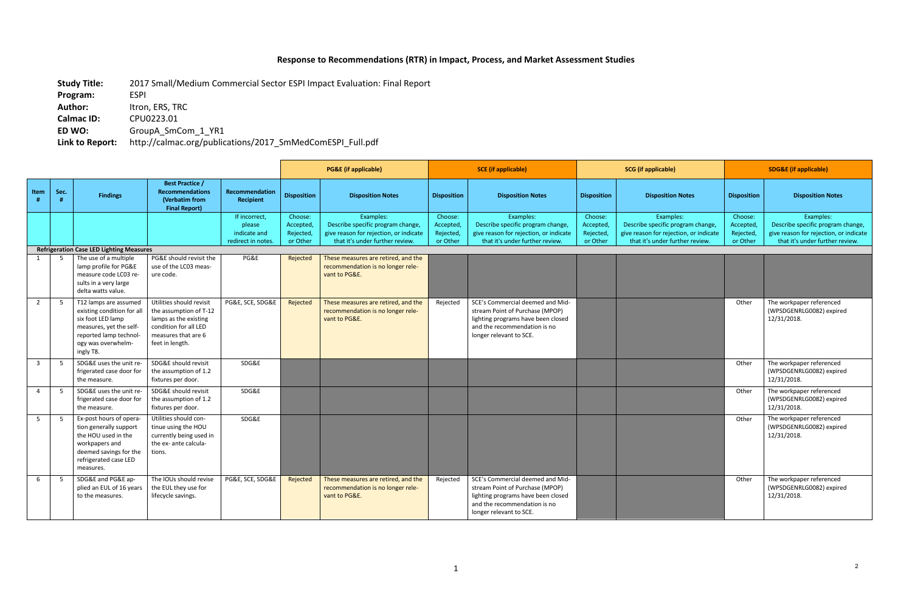# Response to Recommendations (RTR) in Impact, Process, and Market Assessment Studies

**Study Title:** 2017 Small/Medium Commercial Sector ESPI Impact Evaluation: Final Report
**Program:** ESPI
**Author:** Itron, ERS, TRC
**Calmac ID:** CPU0223.01
**ED WO:** GroupA_SmCom_1_YR1
**Link to Report:** http://calmac.org/publications/2017_SmMedComESPI_Full.pdf

| | | | | | PG&E (if applicable) | | SCE (if applicable) | | SCG (if applicable) | | SDG&E (if applicable) | |
|---|---|---|---|---|---|---|---|---|---|---|---|---|
| **Item #** | **Sec. #** | **Findings** | **Best Practice / Recommendations (Verbatim from Final Report)** | **Recommendation Recipient** | **Disposition** | **Disposition Notes** | **Disposition** | **Disposition Notes** | **Disposition** | **Disposition Notes** | **Disposition** | **Disposition Notes** |
| | | | | If incorrect, please indicate and redirect in notes. | Choose: Accepted, Rejected, or Other | Examples: Describe specific program change, give reason for rejection, or indicate that it's under further review. | Choose: Accepted, Rejected, or Other | Examples: Describe specific program change, give reason for rejection, or indicate that it's under further review. | Choose: Accepted, Rejected, or Other | Examples: Describe specific program change, give reason for rejection, or indicate that it's under further review. | Choose: Accepted, Rejected, or Other | Examples: Describe specific program change, give reason for rejection, or indicate that it's under further review. |
| **Refrigeration Case LED Lighting Measures** | | | | | | | | | | | | |
| 1 | 5 | The use of a multiple lamp profile for PG&E measure code LC03 results in a very large delta watts value. | PG&E should revisit the use of the LC03 measure code. | PG&E | Rejected | These measures are retired, and the recommendation is no longer relevant to PG&E. | | | | | | |
| 2 | 5 | T12 lamps are assumed existing condition for all six foot LED lamp measures, yet the self-reported lamp technology was overwhelmingly T8. | Utilities should revisit the assumption of T-12 lamps as the existing condition for all LED measures that are 6 feet in length. | PG&E, SCE, SDG&E | Rejected | These measures are retired, and the recommendation is no longer relevant to PG&E. | Rejected | SCE's Commercial deemed and Midstream Point of Purchase (MPOP) lighting programs have been closed and the recommendation is no longer relevant to SCE. | | | Other | The workpaper referenced (WPSDGENRLG0082) expired 12/31/2018. |
| 3 | 5 | SDG&E uses the unit refrigerated case door for the measure. | SDG&E should revisit the assumption of 1.2 fixtures per door. | SDG&E | | | | | | | Other | The workpaper referenced (WPSDGENRLG0082) expired 12/31/2018. |
| 4 | 5 | SDG&E uses the unit refrigerated case door for the measure. | SDG&E should revisit the assumption of 1.2 fixtures per door. | SDG&E | | | | | | | Other | The workpaper referenced (WPSDGENRLG0082) expired 12/31/2018. |
| 5 | 5 | Ex-post hours of operation generally support the HOU used in the workpapers and deemed savings for the refrigerated case LED measures. | Utilities should continue using the HOU currently being used in the ex- ante calculations. | SDG&E | | | | | | | Other | The workpaper referenced (WPSDGENRLG0082) expired 12/31/2018. |
| 6 | 5 | SDG&E and PG&E applied an EUL of 16 years to the measures. | The IOUs should revise the EUL they use for lifecycle savings. | PG&E, SCE, SDG&E | Rejected | These measures are retired, and the recommendation is no longer relevant to PG&E. | Rejected | SCE's Commercial deemed and Midstream Point of Purchase (MPOP) lighting programs have been closed and the recommendation is no longer relevant to SCE. | | | Other | The workpaper referenced (WPSDGENRLG0082) expired 12/31/2018. |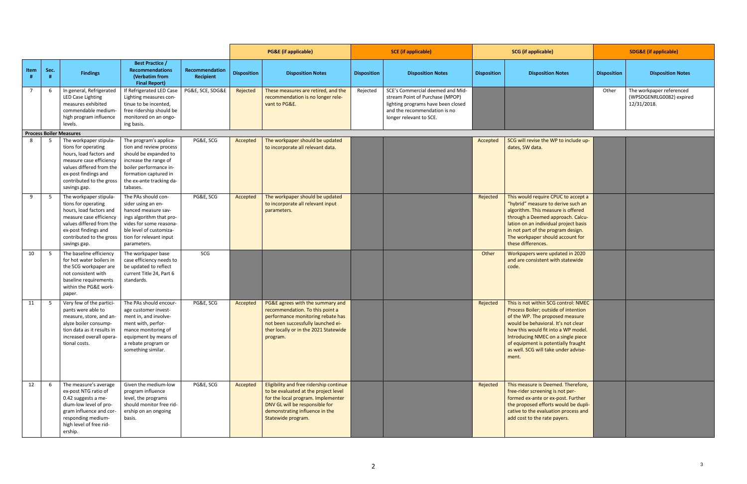| | | | | | PG&E (if applicable) | | SCE (if applicable) | | SCG (if applicable) | | SDG&E (if applicable) | |
|---|---|---|---|---|---|---|---|---|---|---|---|---|
| Item # | Sec. # | Findings | Best Practice / Recommendations (Verbatim from Final Report) | Recommendation Recipient | Disposition | Disposition Notes | Disposition | Disposition Notes | Disposition | Disposition Notes | Disposition | Disposition Notes |
| 7 | 6 | In general, Refrigerated LED Case Lighting measures exhibited commendable medium-high program influence levels. | If Refrigerated LED Case Lighting measures continue to be incented, free ridership should be monitored on an ongoing basis. | PG&E, SCE, SDG&E | Rejected | These measures are retired, and the recommendation is no longer relevant to PG&E. | Rejected | SCE's Commercial deemed and Midstream Point of Purchase (MPOP) lighting programs have been closed and the recommendation is no longer relevant to SCE. | | | Other | The workpaper referenced (WPSDGENRLG0082) expired 12/31/2018. |
| **Process Boiler Measures** | | | | | | | | | | | | |
| 8 | 5 | The workpaper stipulations for operating hours, load factors and measure case efficiency values differed from the ex-post findings and contributed to the gross savings gap. | The program's application and review process should be expanded to increase the range of boiler performance information captured in the ex-ante tracking databases. | PG&E, SCG | Accepted | The workpaper should be updated to incorporate all relevant data. | | | Accepted | SCG will revise the WP to include updates, SW data. | | |
| 9 | 5 | The workpaper stipulations for operating hours, load factors and measure case efficiency values differed from the ex-post findings and contributed to the gross savings gap. | The PAs should consider using an enhanced measure savings algorithm that provides for some reasonable level of customization for relevant input parameters. | PG&E, SCG | Accepted | The workpaper should be updated to incorporate all relevant input parameters. | | | Rejected | This would require CPUC to accept a "hybrid" measure to derive such an algorithm. This measure is offered through a Deemed approach. Calculation on an individual project basis in not part of the program design. The workpaper should account for these differences. | | |
| 10 | 5 | The baseline efficiency for hot water boilers in the SCG workpaper are not consistent with baseline requirements within the PG&E workpaper. | The workpaper base case efficiency needs to be updated to reflect current Title 24, Part 6 standards. | SCG | | | | | Other | Workpapers were updated in 2020 and are consistent with statewide code. | | |
| 11 | 5 | Very few of the participants were able to measure, store, and analyze boiler consumption data as it results in increased overall operational costs. | The PAs should encourage customer investment in, and involvement with, performance monitoring of equipment by means of a rebate program or something similar. | PG&E, SCG | Accepted | PG&E agrees with the summary and recommendation. To this point a performance monitoring rebate has not been successfully launched either locally or in the 2021 Statewide program. | | | Rejected | This is not within SCG control: NMEC Process Boiler; outside of intention of the WP. The proposed measure would be behavioral. It's not clear how this would fit into a WP model. Introducing NMEC on a single piece of equipment is potentially fraught as well. SCG will take under advisement. | | |
| 12 | 6 | The measure's average ex-post NTG ratio of 0.42 suggests a medium-low level of program influence and corresponding medium-high level of free ridership. | Given the medium-low program influence level, the programs should monitor free ridership on an ongoing basis. | PG&E, SCG | Accepted | Eligibility and free ridership continue to be evaluated at the project level for the local program. Implementer DNV GL will be responsible for demonstrating influence in the Statewide program. | | | Rejected | This measure is Deemed. Therefore, free-rider screening is not performed ex-ante or ex-post. Further the proposed efforts would be duplicative to the evaluation process and add cost to the rate payers. | | |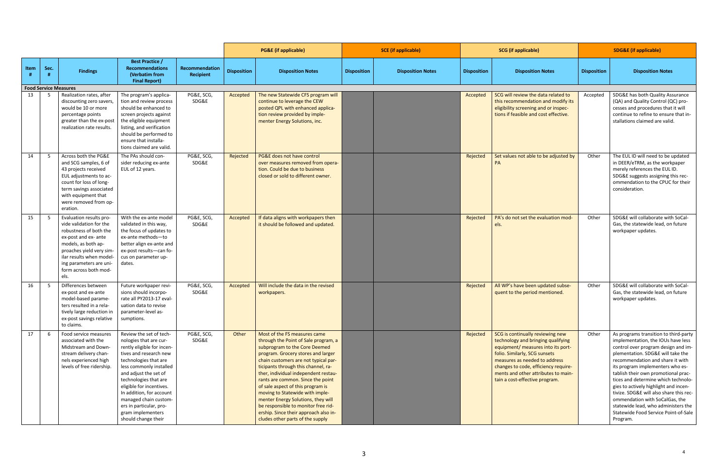| | | | | | PG&E (if applicable) | | SCE (if applicable) | | SCG (if applicable) | | SDG&E (if applicable) | |
|---|---|---|---|---|---|---|---|---|---|---|---|---|
| Item # | Sec. # | Findings | Best Practice / Recommendations (Verbatim from Final Report) | Recommendation Recipient | Disposition | Disposition Notes | Disposition | Disposition Notes | Disposition | Disposition Notes | Disposition | Disposition Notes |
| **Food Service Measures** | | | | | | | | | | | | |
| 13 | 5 | Realization rates, after discounting zero savers, would be 10 or more percentage points greater than the ex-post realization rate results. | The program's application and review process should be enhanced to screen projects against the eligible equipment listing, and verification should be performed to ensure that installations claimed are valid. | PG&E, SCG, SDG&E | Accepted | The new Statewide CFS program will continue to leverage the CEW posted QPL with enhanced application review provided by implementer Energy Solutions, inc. | | | Accepted | SCG will review the data related to this recommendation and modify its eligibility screening and or inspections if feasible and cost effective. | Accepted | SDG&E has both Quality Assurance (QA) and Quality Control (QC) processes and procedures that it will continue to refine to ensure that installations claimed are valid. |
| 14 | 5 | Across both the PG&E and SCG samples, 6 of 43 projects received EUL adjustments to account for loss of long-term savings associated with equipment that were removed from operation. | The PAs should consider reducing ex-ante EUL of 12 years. | PG&E, SCG, SDG&E | Rejected | PG&E does not have control over measures removed from operation. Could be due to business closed or sold to different owner. | | | Rejected | Set values not able to be adjusted by PA | Other | The EUL ID will need to be updated in DEER/eTRM, as the workpaper merely references the EUL ID. SDG&E suggests assigning this recommendation to the CPUC for their consideration. |
| 15 | 5 | Evaluation results provide validation for the robustness of both the ex-post and ex-ante models, as both approaches yield very similar results when modeling parameters are uniform across both models. | With the ex-ante model validated in this way, the focus of updates to ex-ante methods—to better align ex-ante and ex-post results—can focus on parameter updates. | PG&E, SCG, SDG&E | Accepted | If data aligns with workpapers then it should be followed and updated. | | | Rejected | PA's do not set the evaluation models. | Other | SDG&E will collaborate with SoCalGas, the statewide lead, on future workpaper updates. |
| 16 | 5 | Differences between ex-post and ex-ante model-based parameters resulted in a relatively large reduction in ex-post savings relative to claims. | Future workpaper revisions should incorporate all PY2013-17 evaluation data to revise parameter-level assumptions. | PG&E, SCG, SDG&E | Accepted | Will include the data in the revised workpapers. | | | Rejected | All WP's have been updated subsequent to the period mentioned. | Other | SDG&E will collaborate with SoCalGas, the statewide lead, on future workpaper updates. |
| 17 | 6 | Food service measures associated with the Midstream and Downstream delivery channels experienced high levels of free ridership. | Review the set of technologies that are currently eligible for incentives and research new technologies that are less commonly installed and adjust the set of technologies that are eligible for incentives. In addition, for account managed chain customers in particular, program implementers should change their | PG&E, SCG, SDG&E | Other | Most of the FS measures came through the Point of Sale program, a subprogram to the Core Deemed program. Grocery stores and larger chain customers are not typical participants through this channel, rather, individual independent restaurants are common. Since the point of sale aspect of this program is moving to Statewide with implementer Energy Solutions, they will be responsible to monitor free ridership. Since their approach also includes other parts of the supply | | | Rejected | SCG is continually reviewing new technology and bringing qualifying equipment/ measures into its portfolio. Similarly, SCG sunsets measures as needed to address changes to code, efficiency requirements and other attributes to maintain a cost-effective program. | Other | As programs transition to third-party implementation, the IOUs have less control over program design and implementation. SDG&E will take the recommendation and share it with its program implementers who establish their own promotional practices and determine which technologies to actively highlight and incentivize. SDG&E will also share this recommendation with SoCalGas, the statewide lead, who administers the Statewide Food Service Point-of-Sale Program. |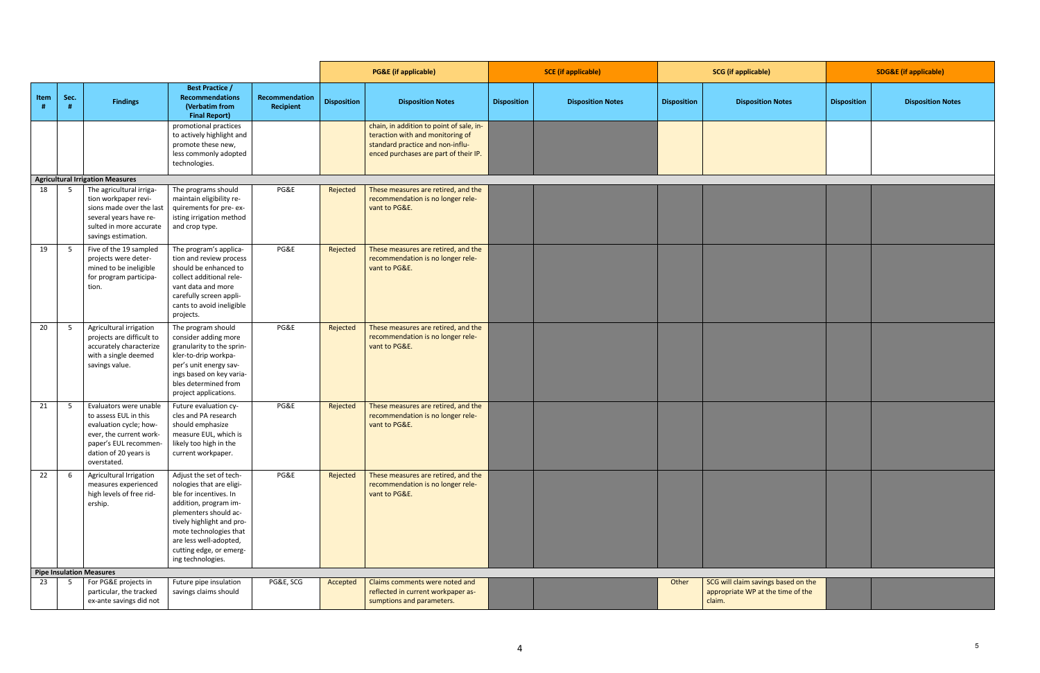| | | | | | PG&E (if applicable) | | SCE (if applicable) | | SCG (if applicable) | | SDG&E (if applicable) | |
|---|---|---|---|---|---|---|---|---|---|---|---|---|
| Item # | Sec. # | Findings | Best Practice / Recommendations (Verbatim from Final Report) | Recommendation Recipient | Disposition | Disposition Notes | Disposition | Disposition Notes | Disposition | Disposition Notes | Disposition | Disposition Notes |
| | | | promotional practices to actively highlight and promote these new, less commonly adopted technologies. | | | chain, in addition to point of sale, interaction with and monitoring of standard practice and non-influenced purchases are part of their IP. | | | | | | |
| **Agricultural Irrigation Measures** | | | | | | | | | | | | |
| 18 | 5 | The agricultural irrigation workpaper revisions made over the last several years have resulted in more accurate savings estimation. | The programs should maintain eligibility requirements for pre- existing irrigation method and crop type. | PG&E | Rejected | These measures are retired, and the recommendation is no longer relevant to PG&E. | | | | | | |
| 19 | 5 | Five of the 19 sampled projects were determined to be ineligible for program participation. | The program's application and review process should be enhanced to collect additional relevant data and more carefully screen applicants to avoid ineligible projects. | PG&E | Rejected | These measures are retired, and the recommendation is no longer relevant to PG&E. | | | | | | |
| 20 | 5 | Agricultural irrigation projects are difficult to accurately characterize with a single deemed savings value. | The program should consider adding more granularity to the sprinkler-to-drip workpaper's unit energy savings based on key variables determined from project applications. | PG&E | Rejected | These measures are retired, and the recommendation is no longer relevant to PG&E. | | | | | | |
| 21 | 5 | Evaluators were unable to assess EUL in this evaluation cycle; however, the current workpaper's EUL recommendation of 20 years is overstated. | Future evaluation cycles and PA research should emphasize measure EUL, which is likely too high in the current workpaper. | PG&E | Rejected | These measures are retired, and the recommendation is no longer relevant to PG&E. | | | | | | |
| 22 | 6 | Agricultural Irrigation measures experienced high levels of free ridership. | Adjust the set of technologies that are eligible for incentives. In addition, program implementers should actively highlight and promote technologies that are less well-adopted, cutting edge, or emerging technologies. | PG&E | Rejected | These measures are retired, and the recommendation is no longer relevant to PG&E. | | | | | | |
| **Pipe Insulation Measures** | | | | | | | | | | | | |
| 23 | 5 | For PG&E projects in particular, the tracked ex-ante savings did not | Future pipe insulation savings claims should | PG&E, SCG | Accepted | Claims comments were noted and reflected in current workpaper assumptions and parameters. | | | Other | SCG will claim savings based on the appropriate WP at the time of the claim. | | |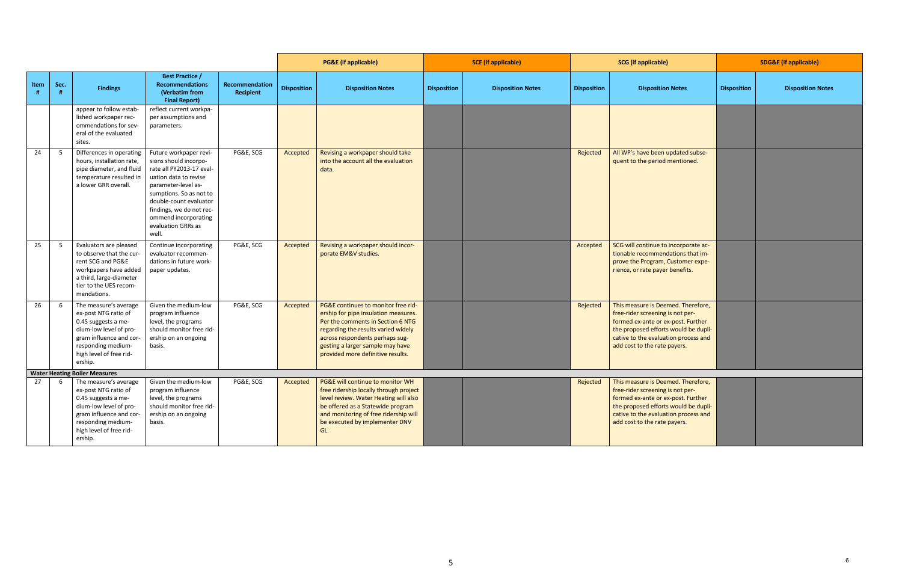| | | | | | PG&E (if applicable) | | SCE (if applicable) | | SCG (if applicable) | | SDG&E (if applicable) | |
|---|---|---|---|---|---|---|---|---|---|---|---|---|
| Item # | Sec. # | Findings | Best Practice / Recommendations (Verbatim from Final Report) | Recommendation Recipient | Disposition | Disposition Notes | Disposition | Disposition Notes | Disposition | Disposition Notes | Disposition | Disposition Notes |
| | | appear to follow established workpaper recommendations for several of the evaluated sites. | reflect current workpaper assumptions and parameters. | | | | | | | | | |
| 24 | 5 | Differences in operating hours, installation rate, pipe diameter, and fluid temperature resulted in a lower GRR overall. | Future workpaper revisions should incorporate all PY2013-17 evaluation data to revise parameter-level assumptions. So as not to double-count evaluator findings, we do not recommend incorporating evaluation GRRs as well. | PG&E, SCG | Accepted | Revising a workpaper should take into the account all the evaluation data. | | | Rejected | All WP's have been updated subsequent to the period mentioned. | | |
| 25 | 5 | Evaluators are pleased to observe that the current SCG and PG&E workpapers have added a third, large-diameter tier to the UES recommendations. | Continue incorporating evaluator recommendations in future workpaper updates. | PG&E, SCG | Accepted | Revising a workpaper should incorporate EM&V studies. | | | Accepted | SCG will continue to incorporate actionable recommendations that improve the Program, Customer experience, or rate payer benefits. | | |
| 26 | 6 | The measure's average ex-post NTG ratio of 0.45 suggests a medium-low level of program influence and corresponding medium-high level of free ridership. | Given the medium-low program influence level, the programs should monitor free ridership on an ongoing basis. | PG&E, SCG | Accepted | PG&E continues to monitor free ridership for pipe insulation measures. Per the comments in Section 6 NTG regarding the results varied widely across respondents perhaps suggesting a larger sample may have provided more definitive results. | | | Rejected | This measure is Deemed. Therefore, free-rider screening is not performed ex-ante or ex-post. Further the proposed efforts would be duplicative to the evaluation process and add cost to the rate payers. | | |
| **Water Heating Boiler Measures** | | | | | | | | | | | | |
| 27 | 6 | The measure's average ex-post NTG ratio of 0.45 suggests a medium-low level of program influence and corresponding medium-high level of free ridership. | Given the medium-low program influence level, the programs should monitor free ridership on an ongoing basis. | PG&E, SCG | Accepted | PG&E will continue to monitor WH free ridership locally through project level review. Water Heating will also be offered as a Statewide program and monitoring of free ridership will be executed by implementer DNV GL. | | | Rejected | This measure is Deemed. Therefore, free-rider screening is not performed ex-ante or ex-post. Further the proposed efforts would be duplicative to the evaluation process and add cost to the rate payers. | | |